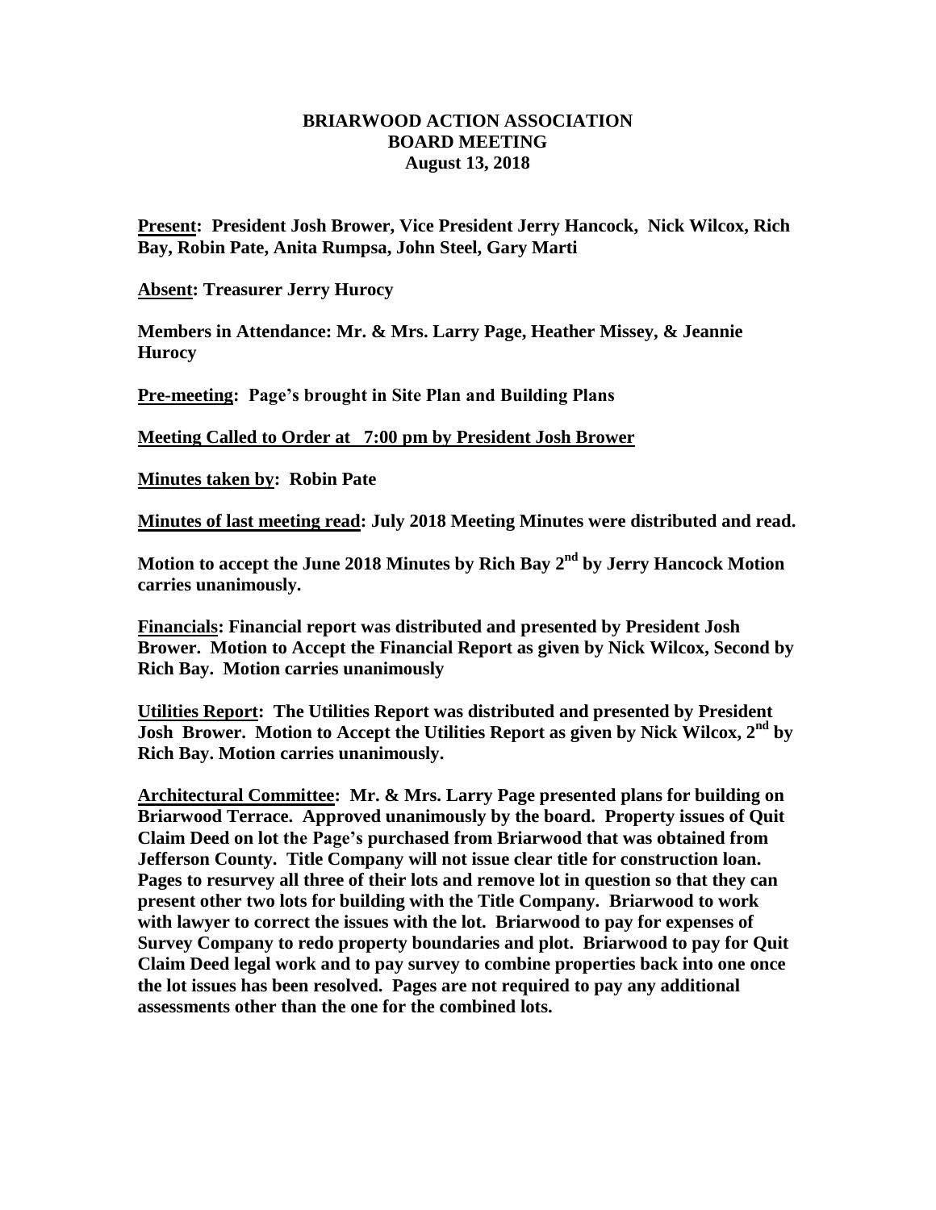# BRIARWOOD ACTION ASSOCIATION
## BOARD MEETING
### August 13, 2018

**Present: President Josh Brower, Vice President Jerry Hancock, Nick Wilcox, Rich Bay, Robin Pate, Anita Rumpsa, John Steel, Gary Marti**

**Absent: Treasurer Jerry Hurocy**

**Members in Attendance: Mr. & Mrs. Larry Page, Heather Missey, & Jeannie Hurocy**

**Pre-meeting: Page's brought in Site Plan and Building Plans**

**Meeting Called to Order at 7:00 pm by President Josh Brower**

**Minutes taken by: Robin Pate**

**Minutes of last meeting read: July 2018 Meeting Minutes were distributed and read.**

**Motion to accept the June 2018 Minutes by Rich Bay 2nd by Jerry Hancock Motion carries unanimously.**

**Financials: Financial report was distributed and presented by President Josh Brower. Motion to Accept the Financial Report as given by Nick Wilcox, Second by Rich Bay. Motion carries unanimously**

**Utilities Report: The Utilities Report was distributed and presented by President Josh Brower. Motion to Accept the Utilities Report as given by Nick Wilcox, 2nd by Rich Bay. Motion carries unanimously.**

**Architectural Committee: Mr. & Mrs. Larry Page presented plans for building on Briarwood Terrace. Approved unanimously by the board. Property issues of Quit Claim Deed on lot the Page's purchased from Briarwood that was obtained from Jefferson County. Title Company will not issue clear title for construction loan. Pages to resurvey all three of their lots and remove lot in question so that they can present other two lots for building with the Title Company. Briarwood to work with lawyer to correct the issues with the lot. Briarwood to pay for expenses of Survey Company to redo property boundaries and plot. Briarwood to pay for Quit Claim Deed legal work and to pay survey to combine properties back into one once the lot issues has been resolved. Pages are not required to pay any additional assessments other than the one for the combined lots.**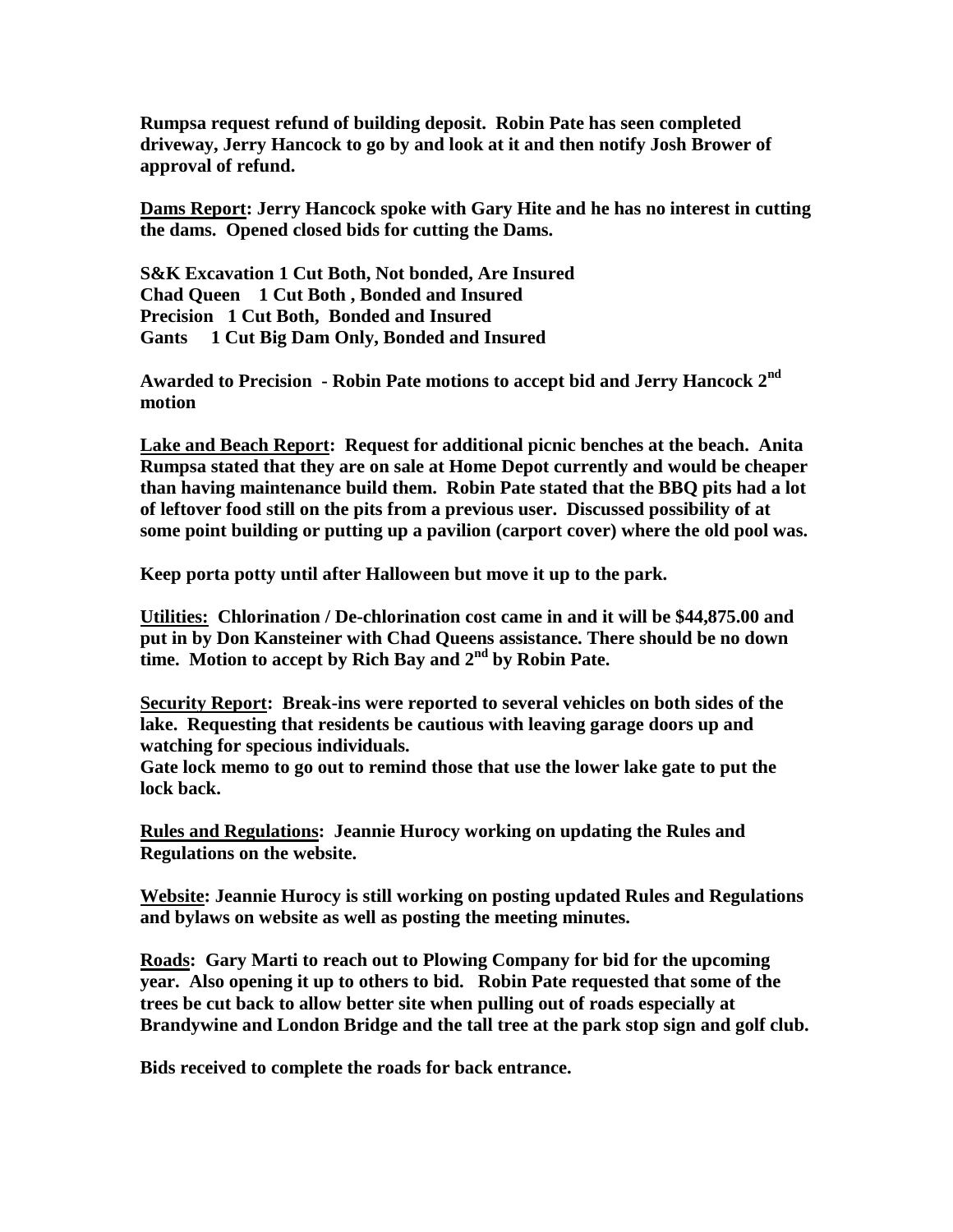**Rumpsa request refund of building deposit. Robin Pate has seen completed driveway, Jerry Hancock to go by and look at it and then notify Josh Brower of approval of refund.**

**<u>Dams Report</u>: Jerry Hancock spoke with Gary Hite and he has no interest in cutting the dams. Opened closed bids for cutting the Dams.**

**S&K Excavation 1 Cut Both, Not bonded, Are Insured**
**Chad Queen 1 Cut Both , Bonded and Insured**
**Precision 1 Cut Both, Bonded and Insured**
**Gants 1 Cut Big Dam Only, Bonded and Insured**

**Awarded to Precision - Robin Pate motions to accept bid and Jerry Hancock 2nd motion**

**<u>Lake and Beach Report</u>: Request for additional picnic benches at the beach. Anita Rumpsa stated that they are on sale at Home Depot currently and would be cheaper than having maintenance build them. Robin Pate stated that the BBQ pits had a lot of leftover food still on the pits from a previous user. Discussed possibility of at some point building or putting up a pavilion (carport cover) where the old pool was.**

**Keep porta potty until after Halloween but move it up to the park.**

**<u>Utilities:</u> Chlorination / De-chlorination cost came in and it will be $44,875.00 and put in by Don Kansteiner with Chad Queens assistance. There should be no down time. Motion to accept by Rich Bay and 2nd by Robin Pate.**

**<u>Security Report</u>: Break-ins were reported to several vehicles on both sides of the lake. Requesting that residents be cautious with leaving garage doors up and watching for specious individuals.**
**Gate lock memo to go out to remind those that use the lower lake gate to put the lock back.**

**<u>Rules and Regulations</u>: Jeannie Hurocy working on updating the Rules and Regulations on the website.**

**<u>Website</u>: Jeannie Hurocy is still working on posting updated Rules and Regulations and bylaws on website as well as posting the meeting minutes.**

**<u>Roads</u>: Gary Marti to reach out to Plowing Company for bid for the upcoming year. Also opening it up to others to bid. Robin Pate requested that some of the trees be cut back to allow better site when pulling out of roads especially at Brandywine and London Bridge and the tall tree at the park stop sign and golf club.**

**Bids received to complete the roads for back entrance.**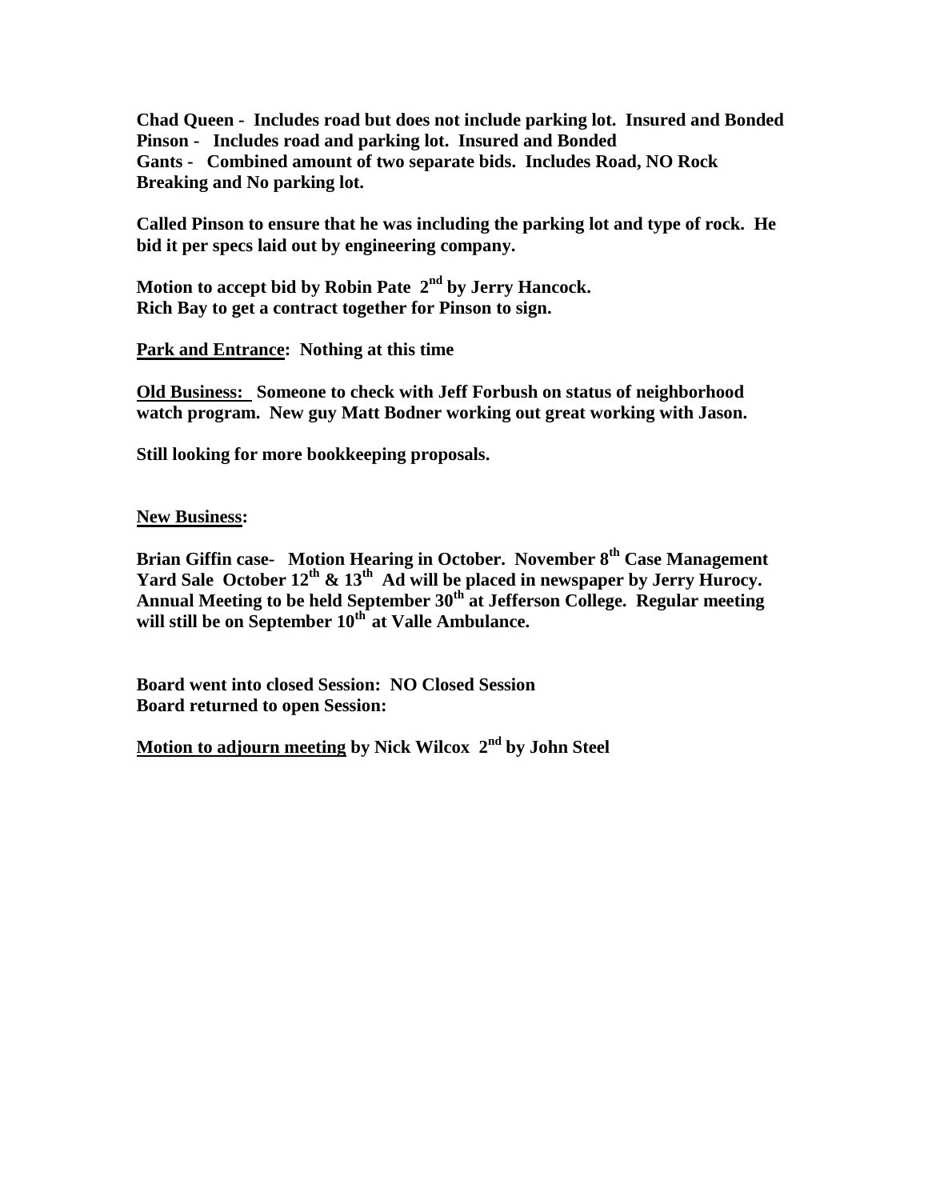**Chad Queen - Includes road but does not include parking lot. Insured and Bonded**
**Pinson - Includes road and parking lot. Insured and Bonded**
**Gants - Combined amount of two separate bids. Includes Road, NO Rock Breaking and No parking lot.**

**Called Pinson to ensure that he was including the parking lot and type of rock. He bid it per specs laid out by engineering company.**

**Motion to accept bid by Robin Pate 2nd by Jerry Hancock.**
**Rich Bay to get a contract together for Pinson to sign.**

**Park and Entrance: Nothing at this time**

**Old Business: Someone to check with Jeff Forbush on status of neighborhood watch program. New guy Matt Bodner working out great working with Jason.**

**Still looking for more bookkeeping proposals.**

**New Business:**

**Brian Giffin case- Motion Hearing in October. November 8th Case Management**
**Yard Sale October 12th & 13th Ad will be placed in newspaper by Jerry Hurocy.**
**Annual Meeting to be held September 30th at Jefferson College. Regular meeting will still be on September 10th at Valle Ambulance.**

**Board went into closed Session: NO Closed Session**
**Board returned to open Session:**

**Motion to adjourn meeting by Nick Wilcox 2nd by John Steel**